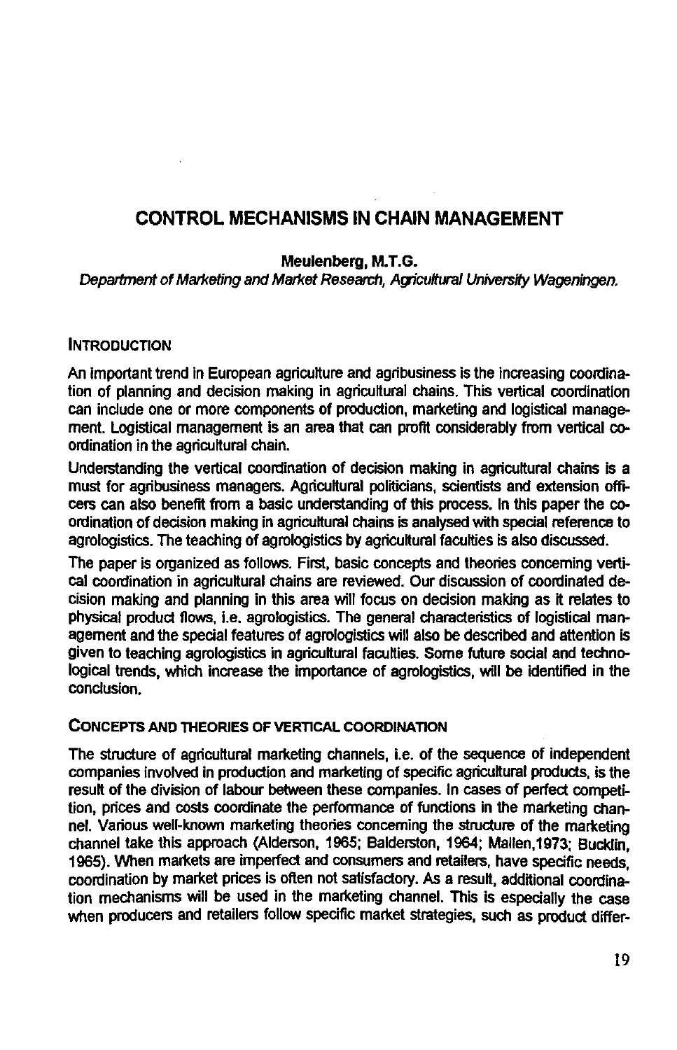# CONTROL MECHANISMS IN CHAIN MANAGEMENT

**Meulenberg, M.T.G.**

*Department of Marketing and Market Research, Agricultural University Wageningen.*

## INTRODUCTION

An important trend in European agriculture and agribusiness is the increasing coordination of planning and decision making in agricultural chains. This vertical coordination can include one or more components of production, marketing and logistical management. Logistical management is an area that can profit considerably from vertical coordination in the agricultural chain.

Understanding the vertical coordination of decision making in agricultural chains is a must for agribusiness managers. Agricultural politicians, scientists and extension officers can also benefit from a basic understanding of this process. In this paper the coordination of decision making in agricultural chains is analysed with special reference to agrologistics. The teaching of agrologistics by agricultural faculties is also discussed.

The paper is organized as follows. First, basic concepts and theories concerning vertical coordination in agricultural chains are reviewed. Our discussion of coordinated decision making and planning in this area will focus on decision making as it relates to physical product flows, i.e. agrologistics. The general characteristics of logistical management and the special features of agrologistics will also be described and attention is given to teaching agrologistics in agricultural faculties. Some future social and technological trends, which increase the importance of agrologistics, will be identified in the conclusion.

## CONCEPTS AND THEORIES OF VERTICAL COORDINATION

The structure of agricultural marketing channels, i.e. of the sequence of independent companies involved in production and marketing of specific agricultural products, is the result of the division of labour between these companies. In cases of perfect competition, prices and costs coordinate the performance of functions in the marketing channel. Various well-known marketing theories concerning the structure of the marketing channel take this approach (Alderson, 1965; Balderston, 1964; Mallen,1973; Bucklin, 1965). When markets are imperfect and consumers and retailers, have specific needs, coordination by market prices is often not satisfactory. As a result, additional coordination mechanisms will be used in the marketing channel. This is especially the case when producers and retailers follow specific market strategies, such as product differ-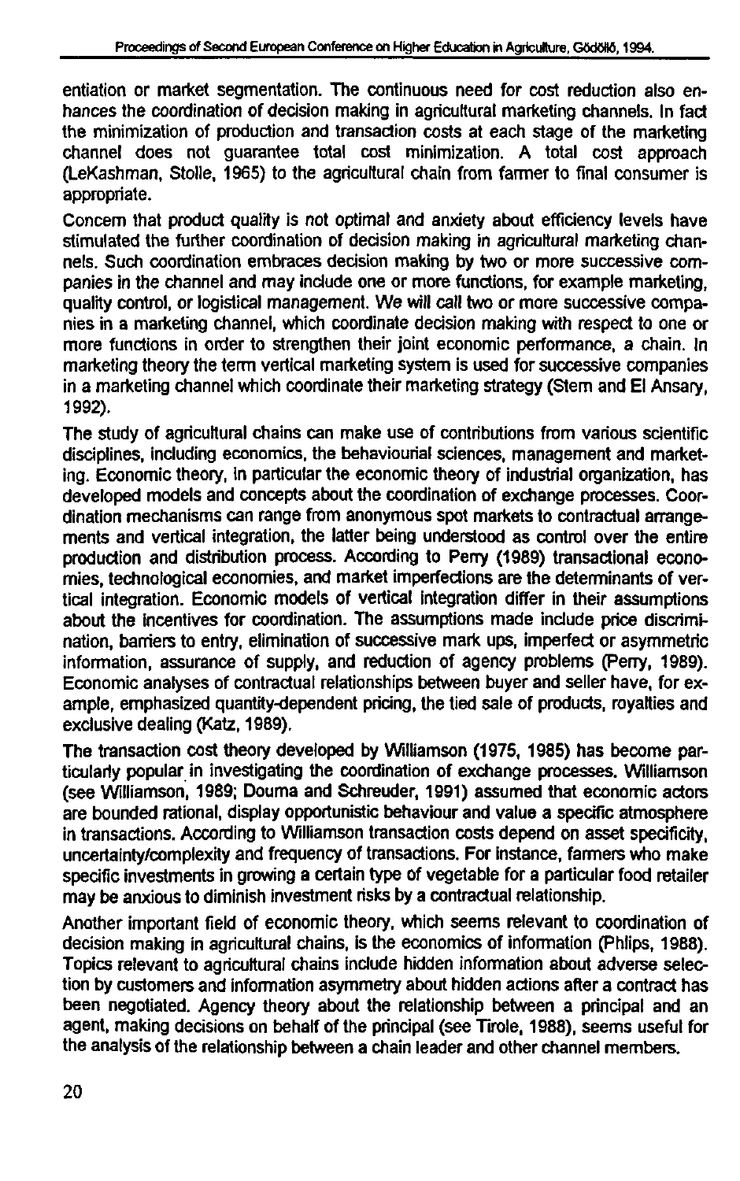entiation or market segmentation. The continuous need for cost reduction also enhances the coordination of decision making in agricultural marketing channels. In fact the minimization of production and transaction costs at each stage of the marketing channel does not guarantee total cost minimization. A total cost approach (LeKashman, Stolle, 1965) to the agricultural chain from farmer to final consumer is appropriate.

Concern that product quality is not optimal and anxiety about efficiency levels have stimulated the further coordination of decision making in agricultural marketing channels. Such coordination embraces decision making by two or more successive companies in the channel and may include one or more functions, for example marketing, quality control, or logistical management. We will call two or more successive companies in a marketing channel, which coordinate decision making with respect to one or more functions in order to strengthen their joint economic performance, a chain. In marketing theory the term vertical marketing system is used for successive companies in a marketing channel which coordinate their marketing strategy (Stern and El Ansary, 1992).

The study of agricultural chains can make use of contributions from various scientific disciplines, including economics, the behaviourial sciences, management and marketing. Economic theory, in particular the economic theory of industrial organization, has developed models and concepts about the coordination of exchange processes. Coordination mechanisms can range from anonymous spot markets to contractual arrangements and vertical integration, the latter being understood as control over the entire production and distribution process. According to Perry (1989) transactional economies, technological economies, and market imperfections are the determinants of vertical integration. Economic models of vertical integration differ in their assumptions about the incentives for coordination. The assumptions made include price discrimination, barriers to entry, elimination of successive mark ups, imperfect or asymmetric information, assurance of supply, and reduction of agency problems (Perry, 1989). Economic analyses of contractual relationships between buyer and seller have, for example, emphasized quantity-dependent pricing, the tied sale of products, royalties and exclusive dealing (Katz, 1989).

The transaction cost theory developed by Williamson (1975, 1985) has become particularly popular in investigating the coordination of exchange processes. Williamson (see Williamson, 1989; Douma and Schreuder, 1991) assumed that economic actors are bounded rational, display opportunistic behaviour and value a specific atmosphere in transactions. According to Williamson transaction costs depend on asset specificity, uncertainty/complexity and frequency of transactions. For instance, farmers who make specific investments in growing a certain type of vegetable for a particular food retailer may be anxious to diminish investment risks by a contractual relationship.

Another important field of economic theory, which seems relevant to coordination of decision making in agricultural chains, is the economics of information (Phlips, 1988). Topics relevant to agricultural chains include hidden information about adverse selection by customers and information asymmetry about hidden actions after a contract has been negotiated. Agency theory about the relationship between a principal and an agent, making decisions on behalf of the principal (see Tirole, 1988), seems useful for the analysis of the relationship between a chain leader and other channel members.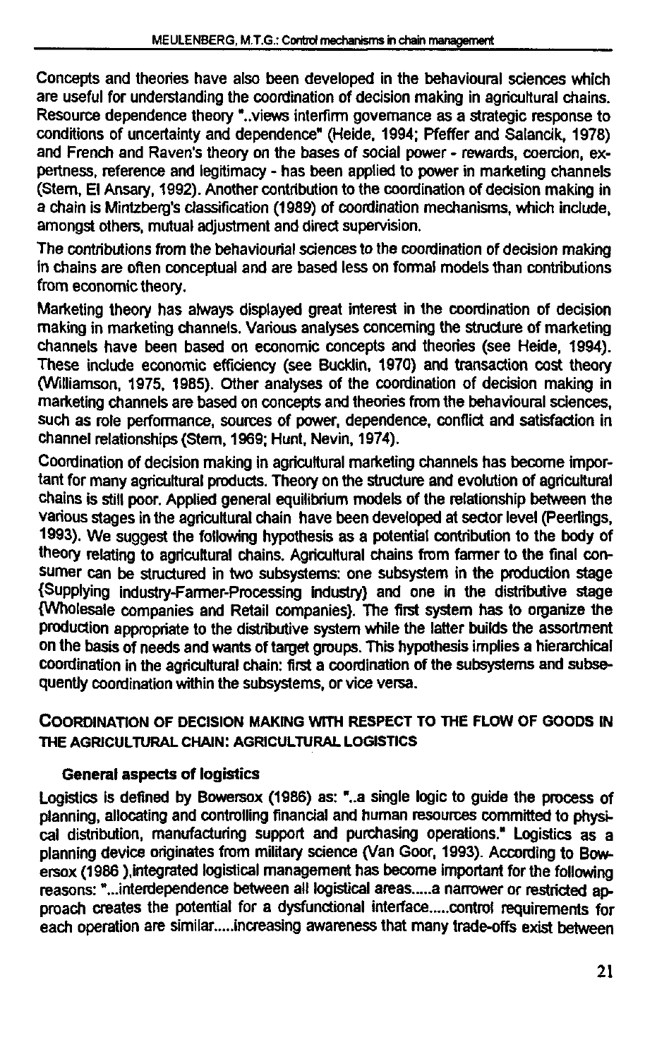Concepts and theories have also been developed in the behavioural sciences which are useful for understanding the coordination of decision making in agricultural chains. Resource dependence theory "..views interfirm governance as a strategic response to conditions of uncertainty and dependence" (Heide, 1994; Pfeffer and Salancik, 1978) and French and Raven's theory on the bases of social power - rewards, coercion, expertness, reference and legitimacy - has been applied to power in marketing channels (Stern, El Ansary, 1992). Another contribution to the coordination of decision making in a chain is Mintzberg's classification (1989) of coordination mechanisms, which include, amongst others, mutual adjustment and direct supervision.

The contributions from the behaviourial sciences to the coordination of decision making in chains are often conceptual and are based less on formal models than contributions from economic theory.

Marketing theory has always displayed great interest in the coordination of decision making in marketing channels. Various analyses concerning the structure of marketing channels have been based on economic concepts and theories (see Heide, 1994). These include economic efficiency (see Bucklin, 1970) and transaction cost theory (Williamson, 1975, 1985). Other analyses of the coordination of decision making in marketing channels are based on concepts and theories from the behavioural sciences, such as role performance, sources of power, dependence, conflict and satisfaction in channel relationships (Stern, 1969; Hunt, Nevin, 1974).

Coordination of decision making in agricultural marketing channels has become important for many agricultural products. Theory on the structure and evolution of agricultural chains is still poor. Applied general equilibrium models of the relationship between the various stages in the agricultural chain have been developed at sector level (Peerlings, 1993). We suggest the following hypothesis as a potential contribution to the body of theory relating to agricultural chains. Agricultural chains from farmer to the final consumer can be structured in two subsystems: one subsystem in the production stage (Supplying industry-Farmer-Processing industry) and one in the distributive stage (Wholesale companies and Retail companies). The first system has to organize the production appropriate to the distributive system while the latter builds the assortment on the basis of needs and wants of target groups. This hypothesis implies a hierarchical coordination in the agricultural chain: first a coordination of the subsystems and subsequently coordination within the subsystems, or vice versa.

## COORDINATION OF DECISION MAKING WITH RESPECT TO THE FLOW OF GOODS IN THE AGRICULTURAL CHAIN: AGRICULTURAL LOGISTICS

### General aspects of logistics

Logistics is defined by Bowersox (1986) as: "..a single logic to guide the process of planning, allocating and controlling financial and human resources committed to physical distribution, manufacturing support and purchasing operations." Logistics as a planning device originates from military science (Van Goor, 1993). According to Bowersox (1986 ),integrated logistical management has become important for the following reasons: "...interdependence between all logistical areas.....a narrower or restricted approach creates the potential for a dysfunctional interface.....control requirements for each operation are similar.....increasing awareness that many trade-offs exist between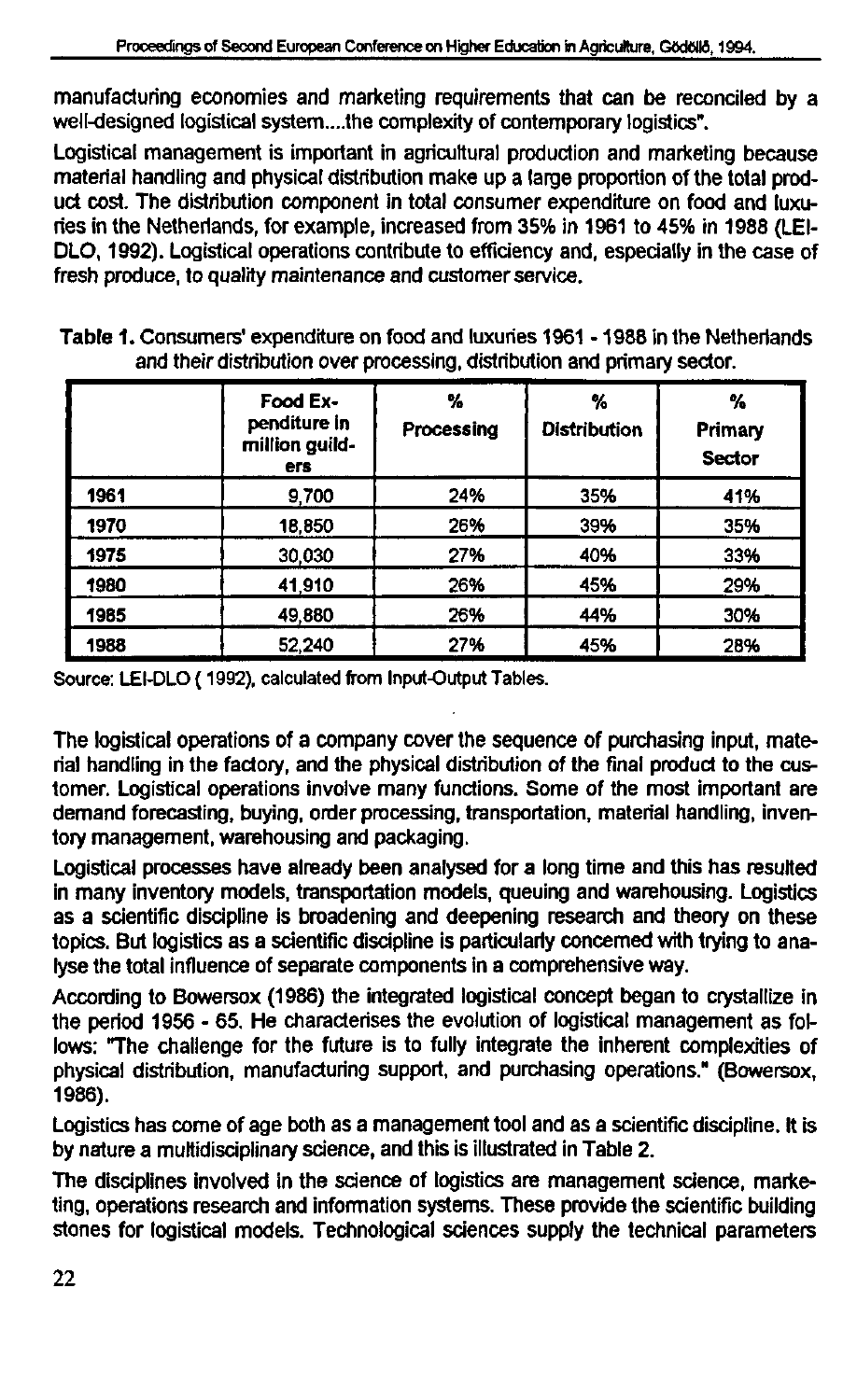manufacturing economies and marketing requirements that can be reconciled by a well-designed logistical system....the complexity of contemporary logistics".

Logistical management is important in agricultural production and marketing because material handling and physical distribution make up a large proportion of the total product cost. The distribution component in total consumer expenditure on food and luxuries in the Netherlands, for example, increased from 35% in 1961 to 45% in 1988 (LEI-DLO, 1992). Logistical operations contribute to efficiency and, especially in the case of fresh produce, to quality maintenance and customer service.

**Table 1.** Consumers' expenditure on food and luxuries 1961 - 1988 in the Netherlands and their distribution over processing, distribution and primary sector.

| | Food Expenditure in million guilders | % Processing | % Distribution | % Primary Sector |
|---|---|---|---|---|
| 1961 | 9,700 | 24% | 35% | 41% |
| 1970 | 18,850 | 26% | 39% | 35% |
| 1975 | 30,030 | 27% | 40% | 33% |
| 1980 | 41,910 | 26% | 45% | 29% |
| 1985 | 49,880 | 26% | 44% | 30% |
| 1988 | 52,240 | 27% | 45% | 28% |

Source: LEI-DLO ( 1992), calculated from Input-Output Tables.

The logistical operations of a company cover the sequence of purchasing input, material handling in the factory, and the physical distribution of the final product to the customer. Logistical operations involve many functions. Some of the most important are demand forecasting, buying, order processing, transportation, material handling, inventory management, warehousing and packaging.

Logistical processes have already been analysed for a long time and this has resulted in many inventory models, transportation models, queuing and warehousing. Logistics as a scientific discipline is broadening and deepening research and theory on these topics. But logistics as a scientific discipline is particularly concerned with trying to analyse the total influence of separate components in a comprehensive way.

According to Bowersox (1986) the integrated logistical concept began to crystallize in the period 1956 - 65. He characterises the evolution of logistical management as follows: "The challenge for the future is to fully integrate the inherent complexities of physical distribution, manufacturing support, and purchasing operations." (Bowersox, 1986).

Logistics has come of age both as a management tool and as a scientific discipline. It is by nature a multidisciplinary science, and this is illustrated in Table 2.

The disciplines involved in the science of logistics are management science, marketing, operations research and information systems. These provide the scientific building stones for logistical models. Technological sciences supply the technical parameters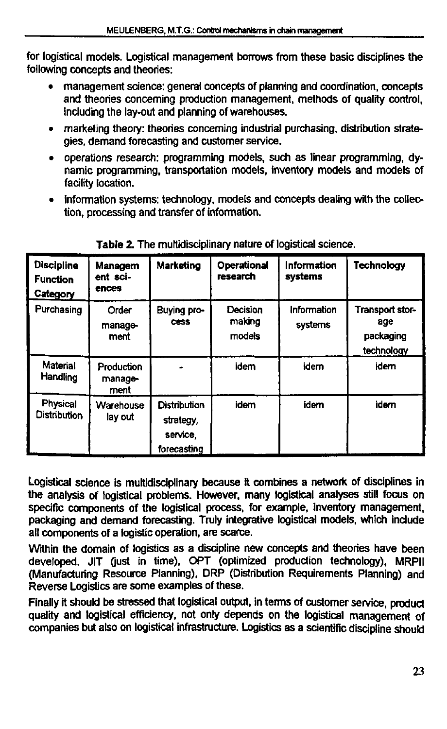for logistical models. Logistical management borrows from these basic disciplines the following concepts and theories:

- management science: general concepts of planning and coordination, concepts and theories concerning production management, methods of quality control, including the lay-out and planning of warehouses.
- marketing theory: theories concerning industrial purchasing, distribution strategies, demand forecasting and customer service.
- operations research: programming models, such as linear programming, dynamic programming, transportation models, inventory models and models of facility location.
- information systems: technology, models and concepts dealing with the collection, processing and transfer of information.

**Table 2.** The multidisciplinary nature of logistical science.

| Discipline Function Category | Management sciences | Marketing | Operational research | Information systems | Technology |
|---|---|---|---|---|---|
| Purchasing | Order management | Buying process | Decision making models | Information systems | Transport storage packaging technology |
| Material Handling | Production management | - | idem | idem | idem |
| Physical Distribution | Warehouse lay out | Distribution strategy, service, forecasting | idem | idem | idem |

Logistical science is multidisciplinary because it combines a network of disciplines in the analysis of logistical problems. However, many logistical analyses still focus on specific components of the logistical process, for example, inventory management, packaging and demand forecasting. Truly integrative logistical models, which include all components of a logistic operation, are scarce.

Within the domain of logistics as a discipline new concepts and theories have been developed. JIT (just in time), OPT (optimized production technology), MRPII (Manufacturing Resource Planning), DRP (Distribution Requirements Planning) and Reverse Logistics are some examples of these.

Finally it should be stressed that logistical output, in terms of customer service, product quality and logistical efficiency, not only depends on the logistical management of companies but also on logistical infrastructure. Logistics as a scientific discipline should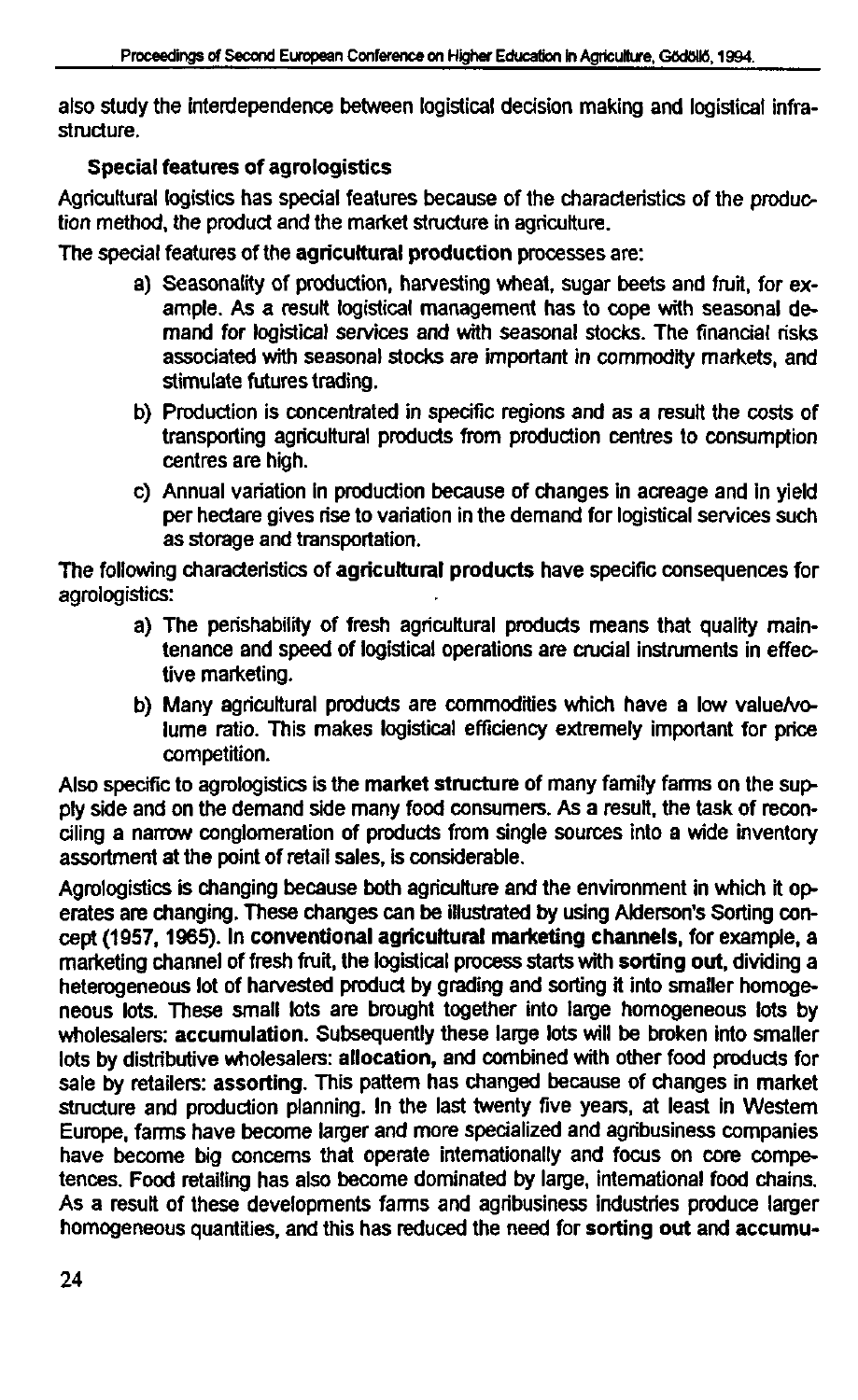also study the interdependence between logistical decision making and logistical infrastructure.

### Special features of agrologistics

Agricultural logistics has special features because of the characteristics of the production method, the product and the market structure in agriculture.

The special features of the **agricultural production** processes are:

a) Seasonality of production, harvesting wheat, sugar beets and fruit, for example. As a result logistical management has to cope with seasonal demand for logistical services and with seasonal stocks. The financial risks associated with seasonal stocks are important in commodity markets, and stimulate futures trading.

b) Production is concentrated in specific regions and as a result the costs of transporting agricultural products from production centres to consumption centres are high.

c) Annual variation in production because of changes in acreage and in yield per hectare gives rise to variation in the demand for logistical services such as storage and transportation.

The following characteristics of **agricultural products** have specific consequences for agrologistics:

a) The perishability of fresh agricultural products means that quality maintenance and speed of logistical operations are crucial instruments in effective marketing.

b) Many agricultural products are commodities which have a low value/volume ratio. This makes logistical efficiency extremely important for price competition.

Also specific to agrologistics is the **market structure** of many family farms on the supply side and on the demand side many food consumers. As a result, the task of reconciling a narrow conglomeration of products from single sources into a wide inventory assortment at the point of retail sales, is considerable.

Agrologistics is changing because both agriculture and the environment in which it operates are changing. These changes can be illustrated by using Alderson's Sorting concept (1957, 1965). In **conventional agricultural marketing channels**, for example, a marketing channel of fresh fruit, the logistical process starts with **sorting out**, dividing a heterogeneous lot of harvested product by grading and sorting it into smaller homogeneous lots. These small lots are brought together into large homogeneous lots by wholesalers: **accumulation**. Subsequently these large lots will be broken into smaller lots by distributive wholesalers: **allocation,** and combined with other food products for sale by retailers: **assorting**. This pattern has changed because of changes in market structure and production planning. In the last twenty five years, at least in Western Europe, farms have become larger and more specialized and agribusiness companies have become big concerns that operate internationally and focus on core competences. Food retailing has also become dominated by large, international food chains. As a result of these developments farms and agribusiness industries produce larger homogeneous quantities, and this has reduced the need for **sorting out and accumu-**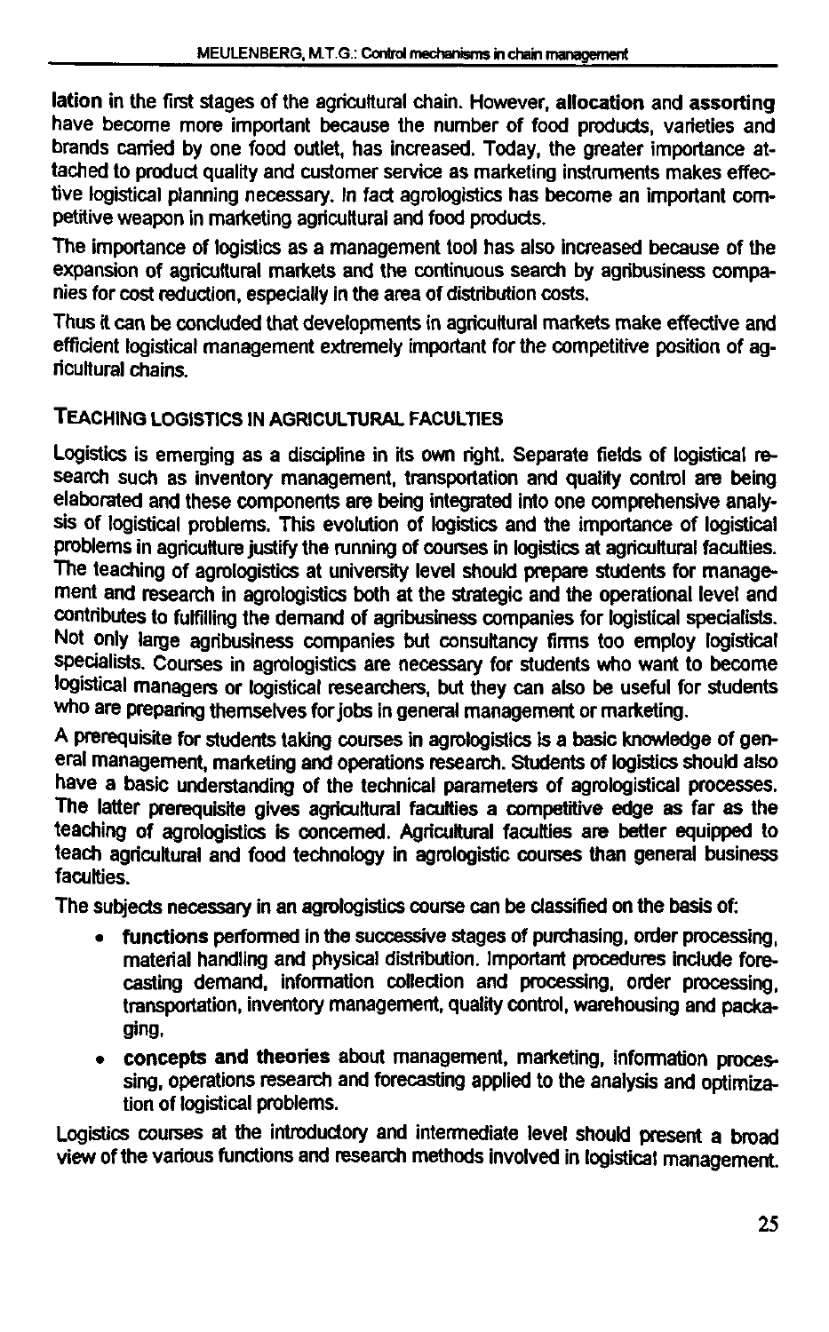lation in the first stages of the agricultural chain. However, **allocation** and **assorting** have become more important because the number of food products, varieties and brands carried by one food outlet, has increased. Today, the greater importance attached to product quality and customer service as marketing instruments makes effective logistical planning necessary. In fact agrologistics has become an important competitive weapon in marketing agricultural and food products.

The importance of logistics as a management tool has also increased because of the expansion of agricultural markets and the continuous search by agribusiness companies for cost reduction, especially in the area of distribution costs.

Thus it can be concluded that developments in agricultural markets make effective and efficient logistical management extremely important for the competitive position of agricultural chains.

## TEACHING LOGISTICS IN AGRICULTURAL FACULTIES

Logistics is emerging as a discipline in its own right. Separate fields of logistical research such as inventory management, transportation and quality control are being elaborated and these components are being integrated into one comprehensive analysis of logistical problems. This evolution of logistics and the importance of logistical problems in agriculture justify the running of courses in logistics at agricultural faculties. The teaching of agrologistics at university level should prepare students for management and research in agrologistics both at the strategic and the operational level and contributes to fulfilling the demand of agribusiness companies for logistical specialists. Not only large agribusiness companies but consultancy firms too employ logistical specialists. Courses in agrologistics are necessary for students who want to become logistical managers or logistical researchers, but they can also be useful for students who are preparing themselves for jobs in general management or marketing.

A prerequisite for students taking courses in agrologistics is a basic knowledge of general management, marketing and operations research. Students of logistics should also have a basic understanding of the technical parameters of agrologistical processes. The latter prerequisite gives agricultural faculties a competitive edge as far as the teaching of agrologistics is concerned. Agricultural faculties are better equipped to teach agricultural and food technology in agrologistic courses than general business faculties.

The subjects necessary in an agrologistics course can be classified on the basis of:

- **functions** performed in the successive stages of purchasing, order processing, material handling and physical distribution. Important procedures include forecasting demand, information collection and processing, order processing, transportation, inventory management, quality control, warehousing and packaging,
- **concepts and theories** about management, marketing, information processing, operations research and forecasting applied to the analysis and optimization of logistical problems.

Logistics courses at the introductory and intermediate level should present a broad view of the various functions and research methods involved in logistical management.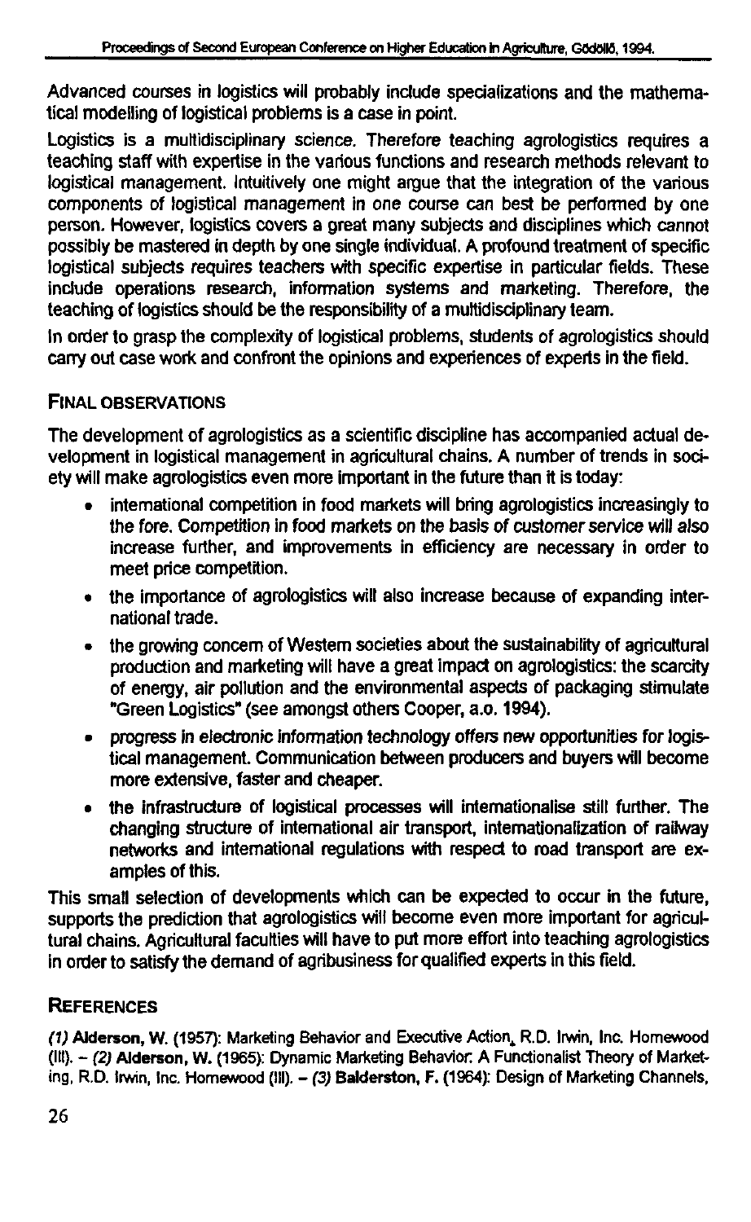Advanced courses in logistics will probably include specializations and the mathematical modelling of logistical problems is a case in point.

Logistics is a multidisciplinary science. Therefore teaching agrologistics requires a teaching staff with expertise in the various functions and research methods relevant to logistical management. Intuitively one might argue that the integration of the various components of logistical management in one course can best be performed by one person. However, logistics covers a great many subjects and disciplines which cannot possibly be mastered in depth by one single individual. A profound treatment of specific logistical subjects requires teachers with specific expertise in particular fields. These include operations research, information systems and marketing. Therefore, the teaching of logistics should be the responsibility of a multidisciplinary team.

In order to grasp the complexity of logistical problems, students of agrologistics should carry out case work and confront the opinions and experiences of experts in the field.

## FINAL OBSERVATIONS

The development of agrologistics as a scientific discipline has accompanied actual development in logistical management in agricultural chains. A number of trends in society will make agrologistics even more important in the future than it is today:

- international competition in food markets will bring agrologistics increasingly to the fore. Competition in food markets on the basis of customer service will also increase further, and improvements in efficiency are necessary in order to meet price competition.
- the importance of agrologistics will also increase because of expanding international trade.
- the growing concern of Western societies about the sustainability of agricultural production and marketing will have a great impact on agrologistics: the scarcity of energy, air pollution and the environmental aspects of packaging stimulate "Green Logistics" (see amongst others Cooper, a.o. 1994).
- progress in electronic information technology offers new opportunities for logistical management. Communication between producers and buyers will become more extensive, faster and cheaper.
- the infrastructure of logistical processes will internationalise still further. The changing structure of international air transport, internationalization of railway networks and international regulations with respect to road transport are examples of this.

This small selection of developments which can be expected to occur in the future, supports the prediction that agrologistics will become even more important for agricultural chains. Agricultural faculties will have to put more effort into teaching agrologistics in order to satisfy the demand of agribusiness for qualified experts in this field.

## REFERENCES

*(1)* **Alderson, W.** (1957): Marketing Behavior and Executive Action, R.D. Irwin, Inc. Homewood (Ill). – *(2)* **Alderson, W.** (1965): Dynamic Marketing Behavior: A Functionalist Theory of Marketing, R.D. Irwin, Inc. Homewood (Ill). – *(3)* **Balderston, F.** (1964): Design of Marketing Channels,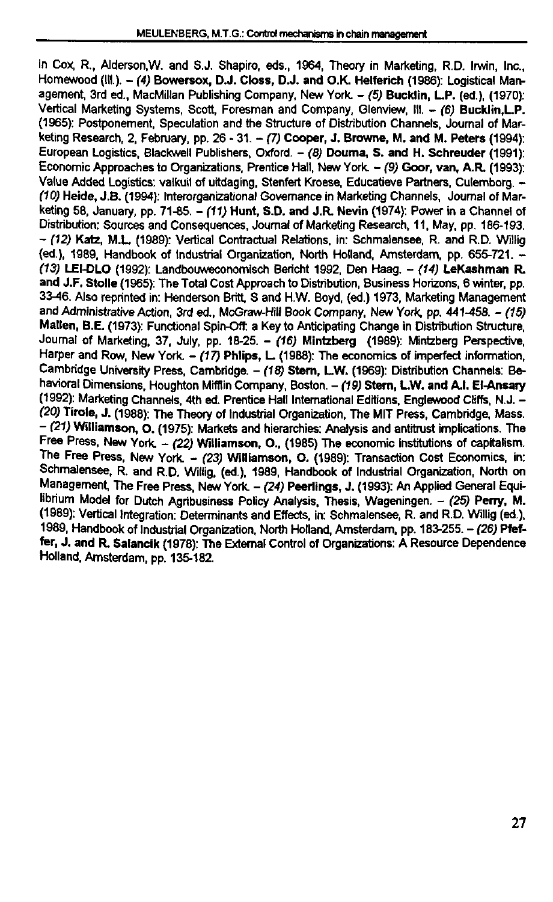in Cox, R., Alderson,W. and S.J. Shapiro, eds., 1964, Theory in Marketing, R.D. Irwin, Inc., Homewood (Ill.). – *(4)* **Bowersox, D.J. Closs, D.J. and O.K. Helferich** (1986): Logistical Management, 3rd ed., MacMillan Publishing Company, New York. – *(5)* **Bucklin, L.P.** (ed.), (1970): Vertical Marketing Systems, Scott, Foresman and Company, Glenview, Ill. – *(6)* **Bucklin,L.P.** (1965): Postponement, Speculation and the Structure of Distribution Channels, Journal of Marketing Research, 2, February, pp. 26 - 31. – *(7)* **Cooper, J. Browne, M. and M. Peters** (1994): European Logistics, Blackwell Publishers, Oxford. – *(8)* **Douma, S. and H. Schreuder** (1991): Economic Approaches to Organizations, Prentice Hall, New York. – *(9)* **Goor, van, A.R.** (1993): Value Added Logistics: valkuil of uitdaging, Stenfert Kroese, Educatieve Partners, Culemborg. – *(10)* **Heide, J.B.** (1994): Interorganizational Governance in Marketing Channels, Journal of Marketing 58, January, pp. 71-85. – *(11)* **Hunt, S.D. and J.R. Nevin** (1974): Power in a Channel of Distribution: Sources and Consequences, Journal of Marketing Research, 11, May, pp. 186-193. – *(12)* **Katz, M.L.** (1989): Vertical Contractual Relations, in: Schmalensee, R. and R.D. Willig (ed.), 1989, Handbook of Industrial Organization, North Holland, Amsterdam, pp. 655-721. – *(13)* **LEI-DLO** (1992): Landbouweconomisch Bericht 1992, Den Haag. – *(14)* **LeKashman R. and J.F. Stolle** (1965): The Total Cost Approach to Distribution, Business Horizons, 6 winter, pp. 33-46. Also reprinted in: Henderson Britt, S and H.W. Boyd, (ed.) 1973, Marketing Management and Administrative Action, 3rd ed., McGraw-Hill Book Company, New York, pp. 441-458. – *(15)* **Mallen, B.E.** (1973): Functional Spin-Off: a Key to Anticipating Change in Distribution Structure, Journal of Marketing, 37, July, pp. 18-25. – *(16)* **Mintzberg** (1989): Mintzberg Perspective, Harper and Row, New York. – *(17)* **Phlips, L.** (1988): The economics of imperfect information, Cambridge University Press, Cambridge. – *(18)* **Stern, L.W.** (1969): Distribution Channels: Behavioral Dimensions, Houghton Mifflin Company, Boston. – *(19)* **Stern, L.W. and A.I. El-Ansary** (1992): Marketing Channels, 4th ed. Prentice Hall International Editions, Englewood Cliffs, N.J. – *(20)* **Tirole, J.** (1988): The Theory of Industrial Organization, The MIT Press, Cambridge, Mass. – *(21)* **Williamson, O.** (1975): Markets and hierarchies: Analysis and antitrust implications. The Free Press, New York. – *(22)* **Williamson, O.**, (1985) The economic institutions of capitalism. The Free Press, New York. – *(23)* **Williamson, O.** (1989): Transaction Cost Economics, in: Schmalensee, R. and R.D. Willig, (ed.), 1989, Handbook of Industrial Organization, North on Management, The Free Press, New York. – *(24)* **Peerlings, J.** (1993): An Applied General Equilibrium Model for Dutch Agribusiness Policy Analysis, Thesis, Wageningen. – *(25)* **Perry, M.** (1989): Vertical Integration: Determinants and Effects, in: Schmalensee, R. and R.D. Willig (ed.), 1989, Handbook of Industrial Organization, North Holland, Amsterdam, pp. 183-255. – *(26)* **Pfeffer, J. and R. Salancik** (1978): The External Control of Organizations: A Resource Dependence Holland, Amsterdam, pp. 135-182.